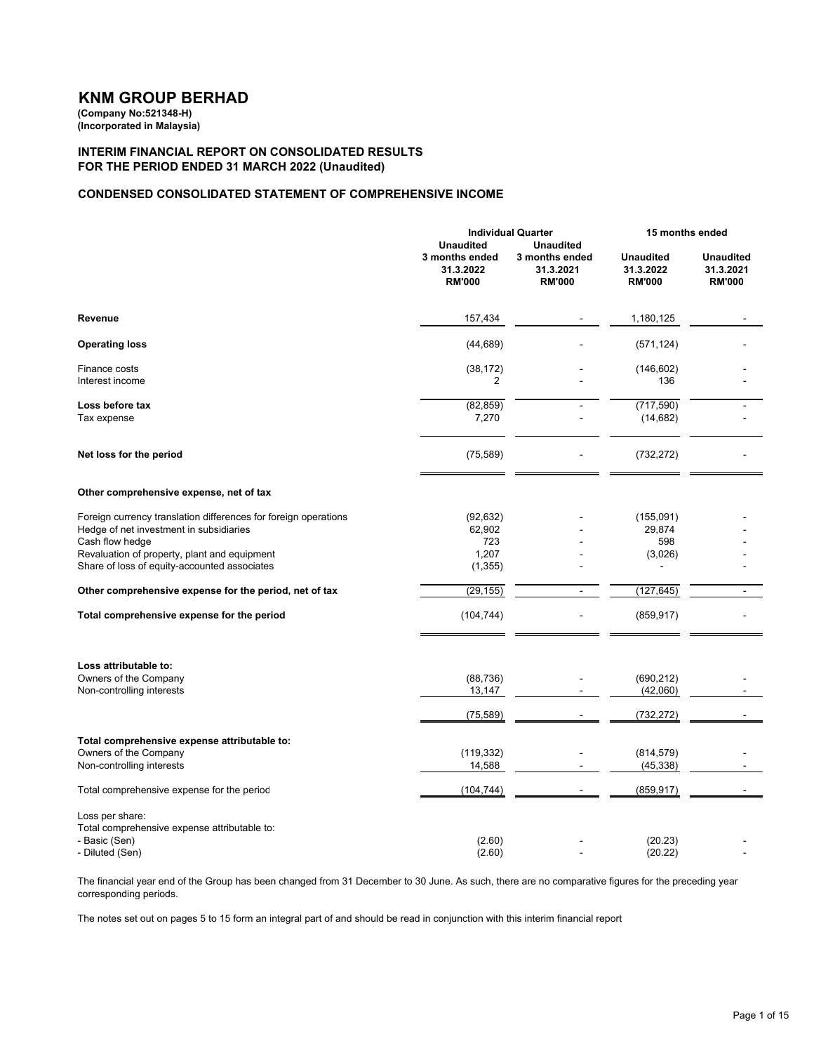# KNM GROUP BERHAD

**(Company No:521348-H)**
**(Incorporated in Malaysia)**

## INTERIM FINANCIAL REPORT ON CONSOLIDATED RESULTS FOR THE PERIOD ENDED 31 MARCH 2022 (Unaudited)

## CONDENSED CONSOLIDATED STATEMENT OF COMPREHENSIVE INCOME

| | Individual Quarter | | 15 months ended | |
|---|---|---|---|---|
| | Unaudited 3 months ended 31.3.2022 RM'000 | Unaudited 3 months ended 31.3.2021 RM'000 | Unaudited 31.3.2022 RM'000 | Unaudited 31.3.2021 RM'000 |
| **Revenue** | 157,434 | - | 1,180,125 | - |
| **Operating loss** | (44,689) | - | (571,124) | - |
| Finance costs | (38,172) | - | (146,602) | - |
| Interest income | 2 | - | 136 | - |
| **Loss before tax** | (82,859) | - | (717,590) | - |
| Tax expense | 7,270 | - | (14,682) | - |
| **Net loss for the period** | (75,589) | - | (732,272) | - |
| **Other comprehensive expense, net of tax** | | | | |
| Foreign currency translation differences for foreign operations | (92,632) | - | (155,091) | - |
| Hedge of net investment in subsidiaries | 62,902 | - | 29,874 | - |
| Cash flow hedge | 723 | - | 598 | - |
| Revaluation of property, plant and equipment | 1,207 | - | (3,026) | - |
| Share of loss of equity-accounted associates | (1,355) | - | - | - |
| **Other comprehensive expense for the period, net of tax** | (29,155) | - | (127,645) | - |
| **Total comprehensive expense for the period** | (104,744) | - | (859,917) | - |
| **Loss attributable to:** | | | | |
| Owners of the Company | (88,736) | - | (690,212) | - |
| Non-controlling interests | 13,147 | - | (42,060) | - |
| | (75,589) | - | (732,272) | - |
| **Total comprehensive expense attributable to:** | | | | |
| Owners of the Company | (119,332) | - | (814,579) | - |
| Non-controlling interests | 14,588 | - | (45,338) | - |
| Total comprehensive expense for the period | (104,744) | - | (859,917) | - |
| Loss per share: | | | | |
| Total comprehensive expense attributable to: | | | | |
| - Basic (Sen) | (2.60) | - | (20.23) | - |
| - Diluted (Sen) | (2.60) | - | (20.22) | - |

The financial year end of the Group has been changed from 31 December to 30 June. As such, there are no comparative figures for the preceding year corresponding periods.

The notes set out on pages 5 to 15 form an integral part of and should be read in conjunction with this interim financial report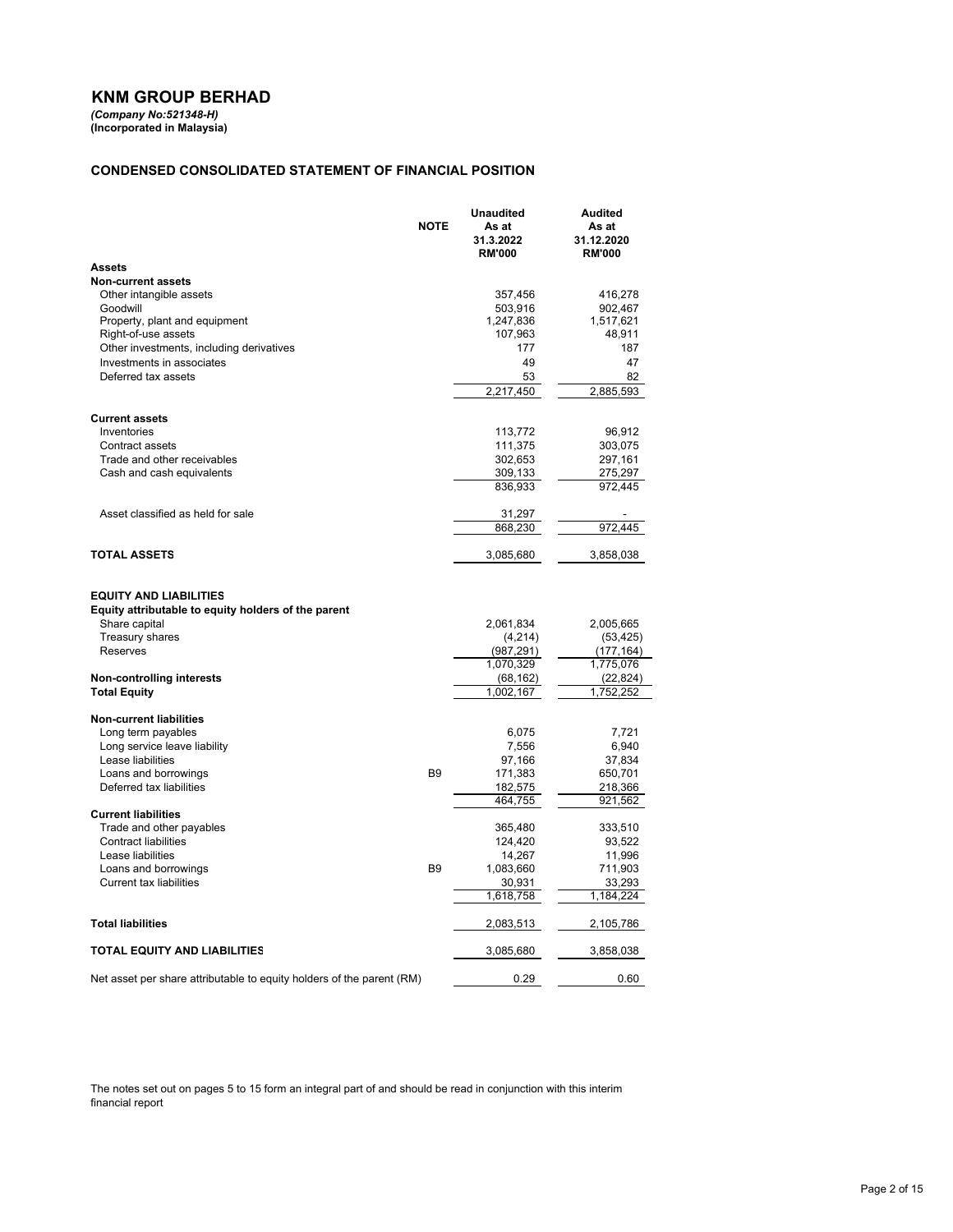# KNM GROUP BERHAD

*(Company No:521348-H)*
**(Incorporated in Malaysia)**

## CONDENSED CONSOLIDATED STATEMENT OF FINANCIAL POSITION

| | NOTE | Unaudited As at 31.3.2022 RM'000 | Audited As at 31.12.2020 RM'000 |
|---|---|---|---|
| **Assets** | | | |
| **Non-current assets** | | | |
| Other intangible assets | | 357,456 | 416,278 |
| Goodwill | | 503,916 | 902,467 |
| Property, plant and equipment | | 1,247,836 | 1,517,621 |
| Right-of-use assets | | 107,963 | 48,911 |
| Other investments, including derivatives | | 177 | 187 |
| Investments in associates | | 49 | 47 |
| Deferred tax assets | | 53 | 82 |
| | | 2,217,450 | 2,885,593 |
| **Current assets** | | | |
| Inventories | | 113,772 | 96,912 |
| Contract assets | | 111,375 | 303,075 |
| Trade and other receivables | | 302,653 | 297,161 |
| Cash and cash equivalents | | 309,133 | 275,297 |
| | | 836,933 | 972,445 |
| Asset classified as held for sale | | 31,297 | - |
| | | 868,230 | 972,445 |
| **TOTAL ASSETS** | | 3,085,680 | 3,858,038 |
| **EQUITY AND LIABILITIES** | | | |
| **Equity attributable to equity holders of the parent** | | | |
| Share capital | | 2,061,834 | 2,005,665 |
| Treasury shares | | (4,214) | (53,425) |
| Reserves | | (987,291) | (177,164) |
| | | 1,070,329 | 1,775,076 |
| **Non-controlling interests** | | (68,162) | (22,824) |
| **Total Equity** | | 1,002,167 | 1,752,252 |
| **Non-current liabilities** | | | |
| Long term payables | | 6,075 | 7,721 |
| Long service leave liability | | 7,556 | 6,940 |
| Lease liabilities | | 97,166 | 37,834 |
| Loans and borrowings | B9 | 171,383 | 650,701 |
| Deferred tax liabilities | | 182,575 | 218,366 |
| | | 464,755 | 921,562 |
| **Current liabilities** | | | |
| Trade and other payables | | 365,480 | 333,510 |
| Contract liabilities | | 124,420 | 93,522 |
| Lease liabilities | | 14,267 | 11,996 |
| Loans and borrowings | B9 | 1,083,660 | 711,903 |
| Current tax liabilities | | 30,931 | 33,293 |
| | | 1,618,758 | 1,184,224 |
| **Total liabilities** | | 2,083,513 | 2,105,786 |
| **TOTAL EQUITY AND LIABILITIES** | | 3,085,680 | 3,858,038 |
| Net asset per share attributable to equity holders of the parent (RM) | | 0.29 | 0.60 |

The notes set out on pages 5 to 15 form an integral part of and should be read in conjunction with this interim financial report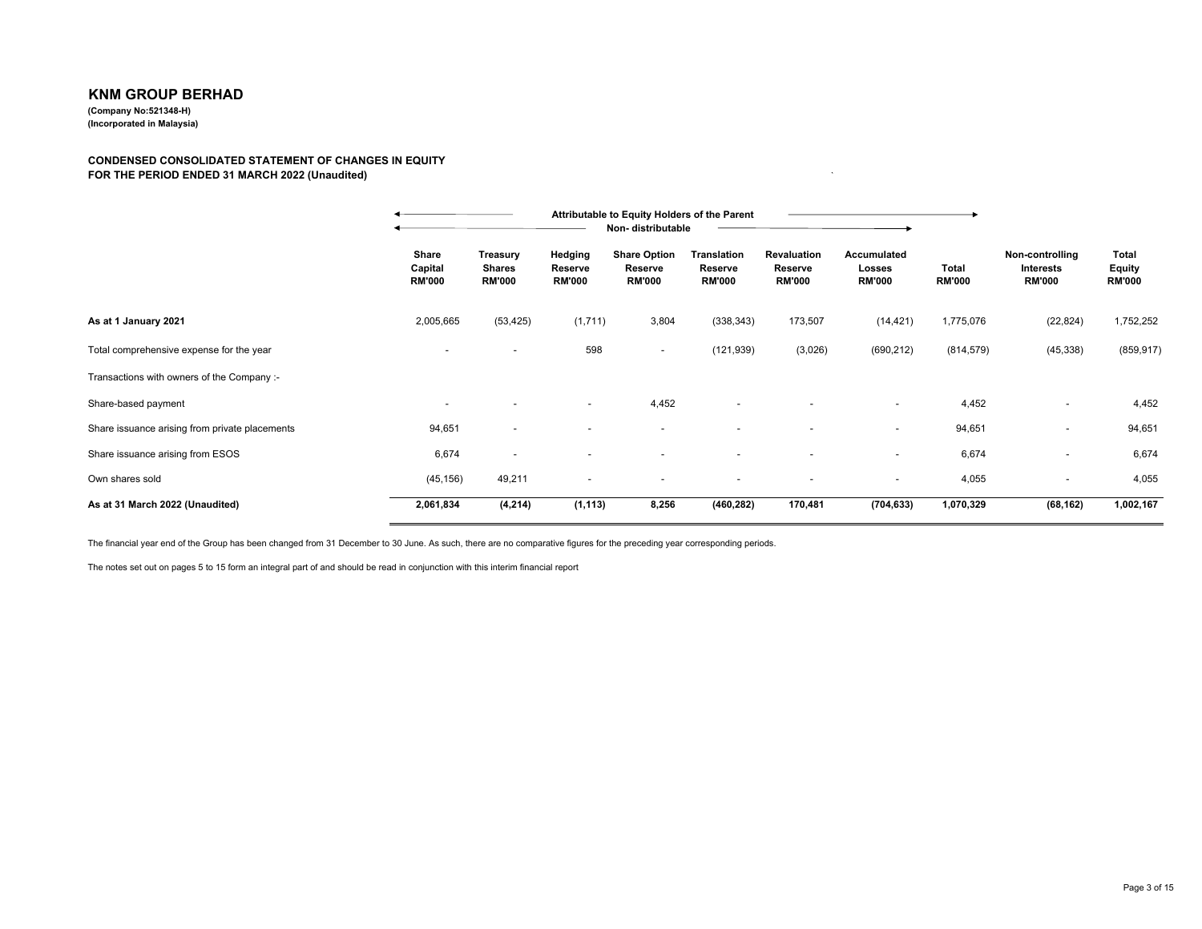# KNM GROUP BERHAD

**(Company No:521348-H)**
**(Incorporated in Malaysia)**

**CONDENSED CONSOLIDATED STATEMENT OF CHANGES IN EQUITY**
**FOR THE PERIOD ENDED 31 MARCH 2022 (Unaudited)**

| | Attributable to Equity Holders of the Parent | | | | | | | | | |
|---|---|---|---|---|---|---|---|---|---|---|
| | Non- distributable | | | | | | | | | |
| | **Share Capital RM'000** | **Treasury Shares RM'000** | **Hedging Reserve RM'000** | **Share Option Reserve RM'000** | **Translation Reserve RM'000** | **Revaluation Reserve RM'000** | **Accumulated Losses RM'000** | **Total RM'000** | **Non-controlling Interests RM'000** | **Total Equity RM'000** |
| **As at 1 January 2021** | 2,005,665 | (53,425) | (1,711) | 3,804 | (338,343) | 173,507 | (14,421) | 1,775,076 | (22,824) | 1,752,252 |
| Total comprehensive expense for the year | - | - | 598 | - | (121,939) | (3,026) | (690,212) | (814,579) | (45,338) | (859,917) |
| Transactions with owners of the Company :- | | | | | | | | | | |
| Share-based payment | - | - | - | 4,452 | - | - | - | 4,452 | - | 4,452 |
| Share issuance arising from private placements | 94,651 | - | - | - | - | - | - | 94,651 | - | 94,651 |
| Share issuance arising from ESOS | 6,674 | - | - | - | - | - | - | 6,674 | - | 6,674 |
| Own shares sold | (45,156) | 49,211 | - | - | - | - | - | 4,055 | - | 4,055 |
| **As at 31 March 2022 (Unaudited)** | **2,061,834** | **(4,214)** | **(1,113)** | **8,256** | **(460,282)** | **170,481** | **(704,633)** | **1,070,329** | **(68,162)** | **1,002,167** |

The financial year end of the Group has been changed from 31 December to 30 June. As such, there are no comparative figures for the preceding year corresponding periods.

The notes set out on pages 5 to 15 form an integral part of and should be read in conjunction with this interim financial report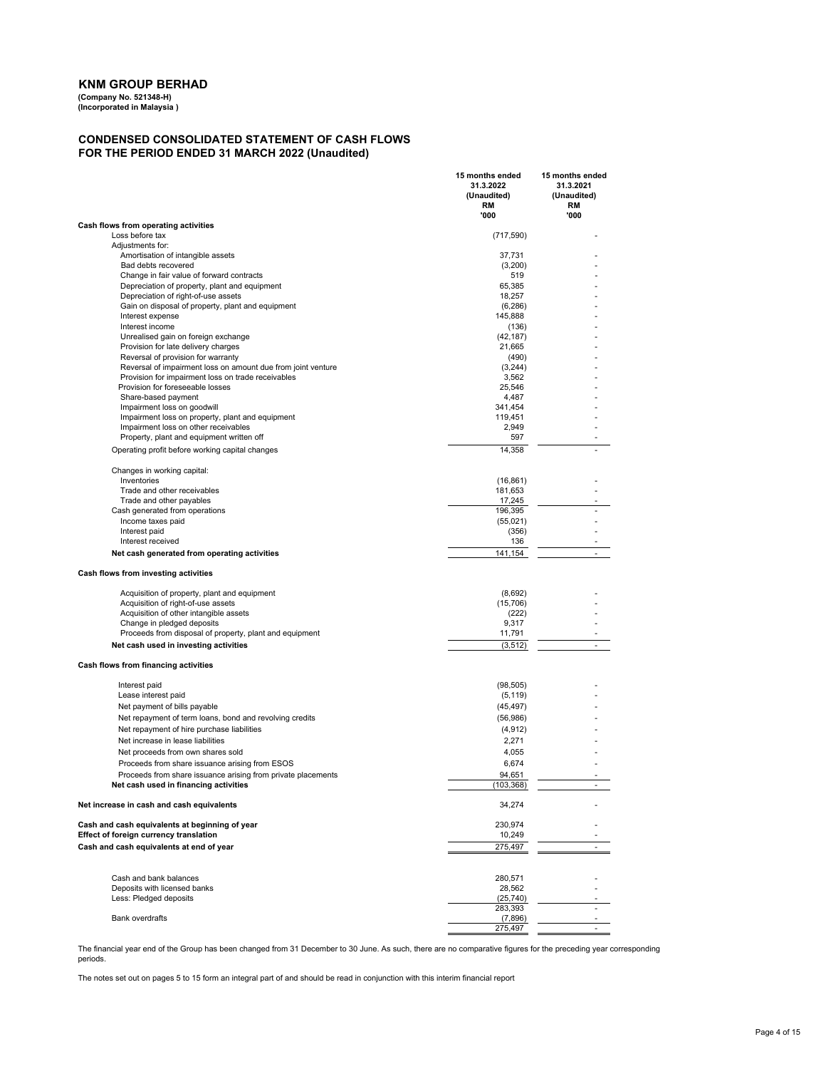# KNM GROUP BERHAD

**(Company No. 521348-H)**
**(Incorporated in Malaysia )**

## CONDENSED CONSOLIDATED STATEMENT OF CASH FLOWS
## FOR THE PERIOD ENDED 31 MARCH 2022 (Unaudited)

| | 15 months ended 31.3.2022 (Unaudited) RM '000 | 15 months ended 31.3.2021 (Unaudited) RM '000 |
|---|---|---|
| **Cash flows from operating activities** | | |
| Loss before tax | (717,590) | - |
| Adjustments for: | | |
| Amortisation of intangible assets | 37,731 | - |
| Bad debts recovered | (3,200) | - |
| Change in fair value of forward contracts | 519 | - |
| Depreciation of property, plant and equipment | 65,385 | - |
| Depreciation of right-of-use assets | 18,257 | - |
| Gain on disposal of property, plant and equipment | (6,286) | - |
| Interest expense | 145,888 | - |
| Interest income | (136) | - |
| Unrealised gain on foreign exchange | (42,187) | - |
| Provision for late delivery charges | 21,665 | - |
| Reversal of provision for warranty | (490) | - |
| Reversal of impairment loss on amount due from joint venture | (3,244) | - |
| Provision for impairment loss on trade receivables | 3,562 | - |
| Provision for foreseeable losses | 25,546 | - |
| Share-based payment | 4,487 | - |
| Impairment loss on goodwill | 341,454 | - |
| Impairment loss on property, plant and equipment | 119,451 | - |
| Impairment loss on other receivables | 2,949 | - |
| Property, plant and equipment written off | 597 | - |
| Operating profit before working capital changes | 14,358 | - |
| Changes in working capital: | | |
| Inventories | (16,861) | - |
| Trade and other receivables | 181,653 | - |
| Trade and other payables | 17,245 | - |
| Cash generated from operations | 196,395 | - |
| Income taxes paid | (55,021) | - |
| Interest paid | (356) | - |
| Interest received | 136 | - |
| **Net cash generated from operating activities** | 141,154 | - |
| **Cash flows from investing activities** | | |
| Acquisition of property, plant and equipment | (8,692) | - |
| Acquisition of right-of-use assets | (15,706) | - |
| Acquisition of other intangible assets | (222) | - |
| Change in pledged deposits | 9,317 | - |
| Proceeds from disposal of property, plant and equipment | 11,791 | - |
| **Net cash used in investing activities** | (3,512) | - |
| **Cash flows from financing activities** | | |
| Interest paid | (98,505) | - |
| Lease interest paid | (5,119) | - |
| Net payment of bills payable | (45,497) | - |
| Net repayment of term loans, bond and revolving credits | (56,986) | - |
| Net repayment of hire purchase liabilities | (4,912) | - |
| Net increase in lease liabilities | 2,271 | - |
| Net proceeds from own shares sold | 4,055 | - |
| Proceeds from share issuance arising from ESOS | 6,674 | - |
| Proceeds from share issuance arising from private placements | 94,651 | - |
| **Net cash used in financing activities** | (103,368) | - |
| **Net increase in cash and cash equivalents** | 34,274 | - |
| **Cash and cash equivalents at beginning of year** | 230,974 | - |
| **Effect of foreign currency translation** | 10,249 | - |
| **Cash and cash equivalents at end of year** | 275,497 | - |
| Cash and bank balances | 280,571 | - |
| Deposits with licensed banks | 28,562 | - |
| Less: Pledged deposits | (25,740) | - |
| | 283,393 | - |
| Bank overdrafts | (7,896) | - |
| | 275,497 | - |

The financial year end of the Group has been changed from 31 December to 30 June. As such, there are no comparative figures for the preceding year corresponding periods.

The notes set out on pages 5 to 15 form an integral part of and should be read in conjunction with this interim financial report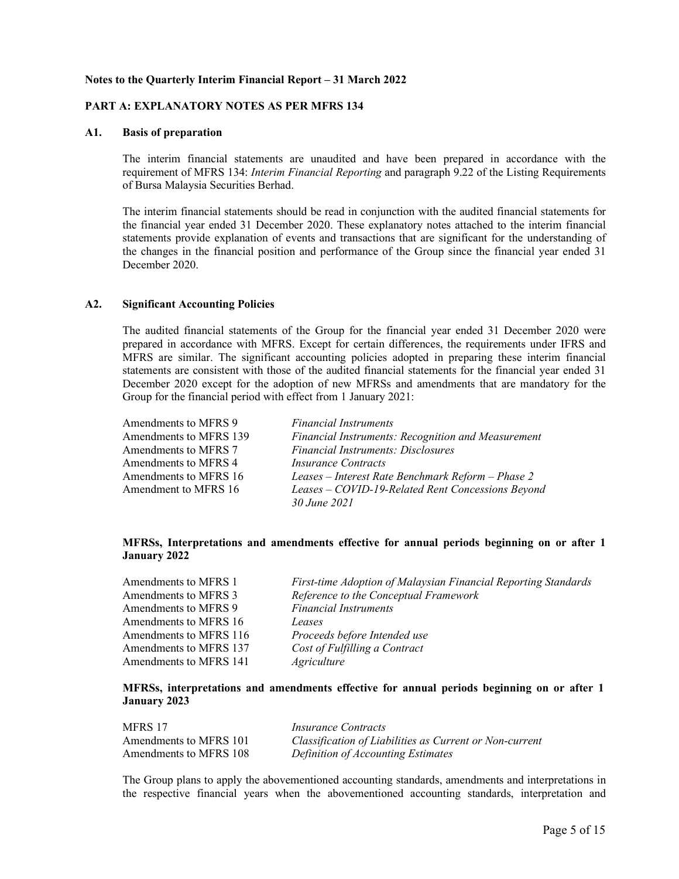**Notes to the Quarterly Interim Financial Report – 31 March 2022**

**PART A: EXPLANATORY NOTES AS PER MFRS 134**

### A1. Basis of preparation

The interim financial statements are unaudited and have been prepared in accordance with the requirement of MFRS 134: *Interim Financial Reporting* and paragraph 9.22 of the Listing Requirements of Bursa Malaysia Securities Berhad.

The interim financial statements should be read in conjunction with the audited financial statements for the financial year ended 31 December 2020. These explanatory notes attached to the interim financial statements provide explanation of events and transactions that are significant for the understanding of the changes in the financial position and performance of the Group since the financial year ended 31 December 2020.

### A2. Significant Accounting Policies

The audited financial statements of the Group for the financial year ended 31 December 2020 were prepared in accordance with MFRS. Except for certain differences, the requirements under IFRS and MFRS are similar. The significant accounting policies adopted in preparing these interim financial statements are consistent with those of the audited financial statements for the financial year ended 31 December 2020 except for the adoption of new MFRSs and amendments that are mandatory for the Group for the financial period with effect from 1 January 2021:

| | |
|---|---|
| Amendments to MFRS 9 | *Financial Instruments* |
| Amendments to MFRS 139 | *Financial Instruments: Recognition and Measurement* |
| Amendments to MFRS 7 | *Financial Instruments: Disclosures* |
| Amendments to MFRS 4 | *Insurance Contracts* |
| Amendments to MFRS 16 | *Leases – Interest Rate Benchmark Reform – Phase 2* |
| Amendment to MFRS 16 | *Leases – COVID-19-Related Rent Concessions Beyond 30 June 2021* |

**MFRSs, Interpretations and amendments effective for annual periods beginning on or after 1 January 2022**

| | |
|---|---|
| Amendments to MFRS 1 | *First-time Adoption of Malaysian Financial Reporting Standards* |
| Amendments to MFRS 3 | *Reference to the Conceptual Framework* |
| Amendments to MFRS 9 | *Financial Instruments* |
| Amendments to MFRS 16 | *Leases* |
| Amendments to MFRS 116 | *Proceeds before Intended use* |
| Amendments to MFRS 137 | *Cost of Fulfilling a Contract* |
| Amendments to MFRS 141 | *Agriculture* |

**MFRSs, interpretations and amendments effective for annual periods beginning on or after 1 January 2023**

| | |
|---|---|
| MFRS 17 | *Insurance Contracts* |
| Amendments to MFRS 101 | *Classification of Liabilities as Current or Non-current* |
| Amendments to MFRS 108 | *Definition of Accounting Estimates* |

The Group plans to apply the abovementioned accounting standards, amendments and interpretations in the respective financial years when the abovementioned accounting standards, interpretation and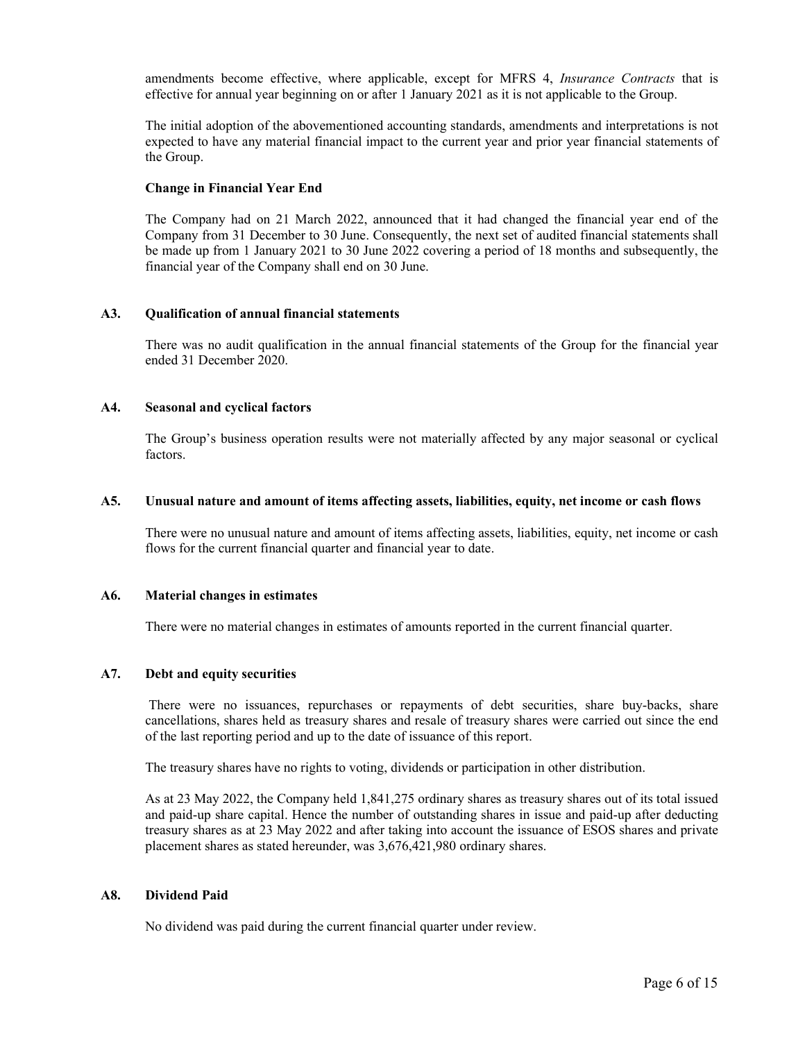amendments become effective, where applicable, except for MFRS 4, *Insurance Contracts* that is effective for annual year beginning on or after 1 January 2021 as it is not applicable to the Group.

The initial adoption of the abovementioned accounting standards, amendments and interpretations is not expected to have any material financial impact to the current year and prior year financial statements of the Group.

**Change in Financial Year End**

The Company had on 21 March 2022, announced that it had changed the financial year end of the Company from 31 December to 30 June. Consequently, the next set of audited financial statements shall be made up from 1 January 2021 to 30 June 2022 covering a period of 18 months and subsequently, the financial year of the Company shall end on 30 June.

## A3. Qualification of annual financial statements

There was no audit qualification in the annual financial statements of the Group for the financial year ended 31 December 2020.

## A4. Seasonal and cyclical factors

The Group's business operation results were not materially affected by any major seasonal or cyclical factors.

## A5. Unusual nature and amount of items affecting assets, liabilities, equity, net income or cash flows

There were no unusual nature and amount of items affecting assets, liabilities, equity, net income or cash flows for the current financial quarter and financial year to date.

## A6. Material changes in estimates

There were no material changes in estimates of amounts reported in the current financial quarter.

## A7. Debt and equity securities

There were no issuances, repurchases or repayments of debt securities, share buy-backs, share cancellations, shares held as treasury shares and resale of treasury shares were carried out since the end of the last reporting period and up to the date of issuance of this report.

The treasury shares have no rights to voting, dividends or participation in other distribution.

As at 23 May 2022, the Company held 1,841,275 ordinary shares as treasury shares out of its total issued and paid-up share capital. Hence the number of outstanding shares in issue and paid-up after deducting treasury shares as at 23 May 2022 and after taking into account the issuance of ESOS shares and private placement shares as stated hereunder, was 3,676,421,980 ordinary shares.

## A8. Dividend Paid

No dividend was paid during the current financial quarter under review.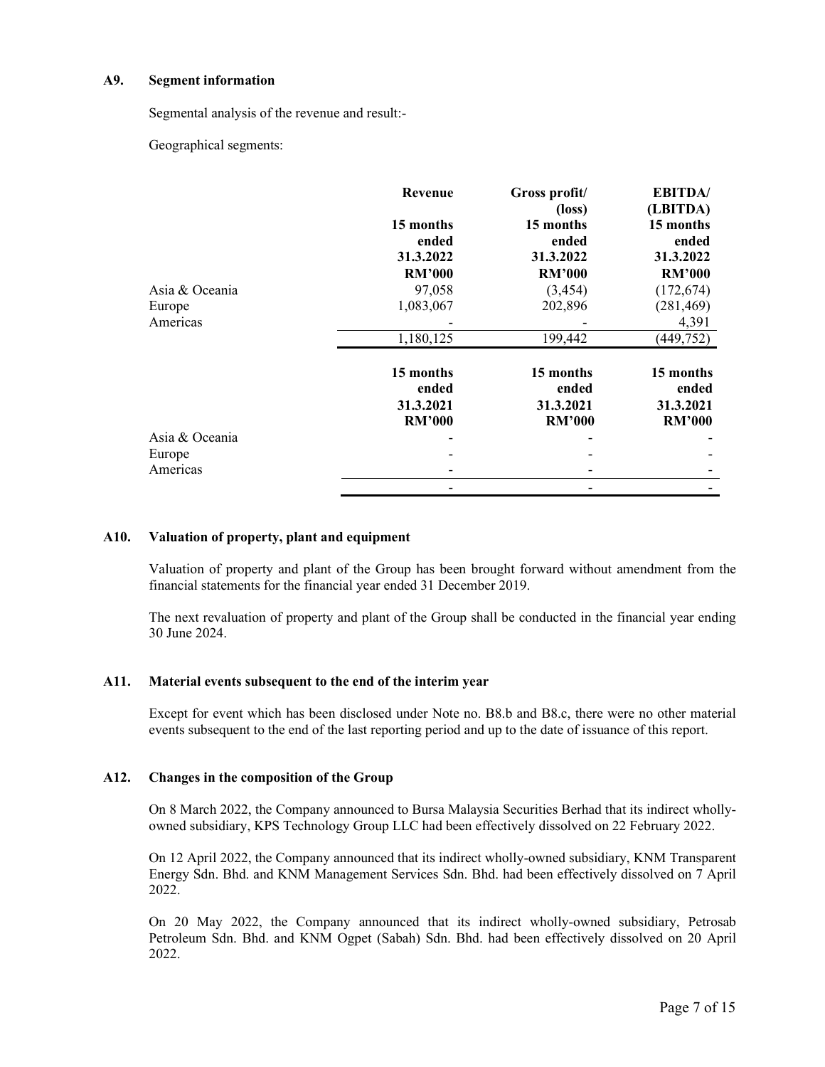### A9. Segment information

Segmental analysis of the revenue and result:-

Geographical segments:

| | Revenue | Gross profit/ (loss) | EBITDA/ (LBITDA) |
|---|---|---|---|
| | 15 months ended 31.3.2022 RM'000 | 15 months ended 31.3.2022 RM'000 | 15 months ended 31.3.2022 RM'000 |
| Asia & Oceania | 97,058 | (3,454) | (172,674) |
| Europe | 1,083,067 | 202,896 | (281,469) |
| Americas | - | - | 4,391 |
| | 1,180,125 | 199,442 | (449,752) |
| | 15 months ended 31.3.2021 RM'000 | 15 months ended 31.3.2021 RM'000 | 15 months ended 31.3.2021 RM'000 |
| Asia & Oceania | - | - | - |
| Europe | - | - | - |
| Americas | - | - | - |
| | - | - | - |

### A10. Valuation of property, plant and equipment

Valuation of property and plant of the Group has been brought forward without amendment from the financial statements for the financial year ended 31 December 2019.

The next revaluation of property and plant of the Group shall be conducted in the financial year ending 30 June 2024.

### A11. Material events subsequent to the end of the interim year

Except for event which has been disclosed under Note no. B8.b and B8.c, there were no other material events subsequent to the end of the last reporting period and up to the date of issuance of this report.

### A12. Changes in the composition of the Group

On 8 March 2022, the Company announced to Bursa Malaysia Securities Berhad that its indirect wholly-owned subsidiary, KPS Technology Group LLC had been effectively dissolved on 22 February 2022.

On 12 April 2022, the Company announced that its indirect wholly-owned subsidiary, KNM Transparent Energy Sdn. Bhd. and KNM Management Services Sdn. Bhd. had been effectively dissolved on 7 April 2022.

On 20 May 2022, the Company announced that its indirect wholly-owned subsidiary, Petrosab Petroleum Sdn. Bhd. and KNM Ogpet (Sabah) Sdn. Bhd. had been effectively dissolved on 20 April 2022.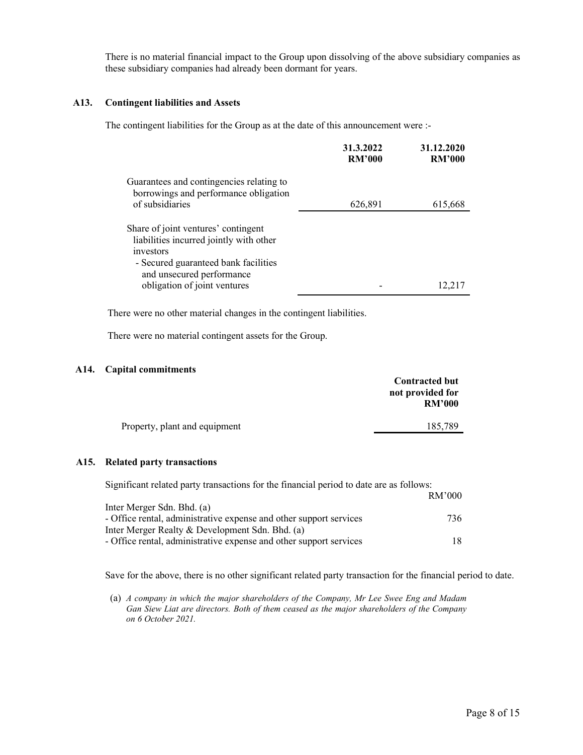There is no material financial impact to the Group upon dissolving of the above subsidiary companies as these subsidiary companies had already been dormant for years.

### A13. Contingent liabilities and Assets

The contingent liabilities for the Group as at the date of this announcement were :-

| | 31.3.2022 RM'000 | 31.12.2020 RM'000 |
|---|---|---|
| Guarantees and contingencies relating to borrowings and performance obligation of subsidiaries | 626,891 | 615,668 |
| Share of joint ventures' contingent liabilities incurred jointly with other investors<br>- Secured guaranteed bank facilities and unsecured performance obligation of joint ventures | - | 12,217 |

There were no other material changes in the contingent liabilities.

There were no material contingent assets for the Group.

### A14. Capital commitments

| | Contracted but not provided for RM'000 |
|---|---|
| Property, plant and equipment | 185,789 |

### A15. Related party transactions

Significant related party transactions for the financial period to date are as follows:

| | RM'000 |
|---|---|
| Inter Merger Sdn. Bhd. (a) | |
| - Office rental, administrative expense and other support services | 736 |
| Inter Merger Realty & Development Sdn. Bhd. (a) | |
| - Office rental, administrative expense and other support services | 18 |

Save for the above, there is no other significant related party transaction for the financial period to date.

(a) *A company in which the major shareholders of the Company, Mr Lee Swee Eng and Madam Gan Siew Liat are directors. Both of them ceased as the major shareholders of the Company on 6 October 2021.*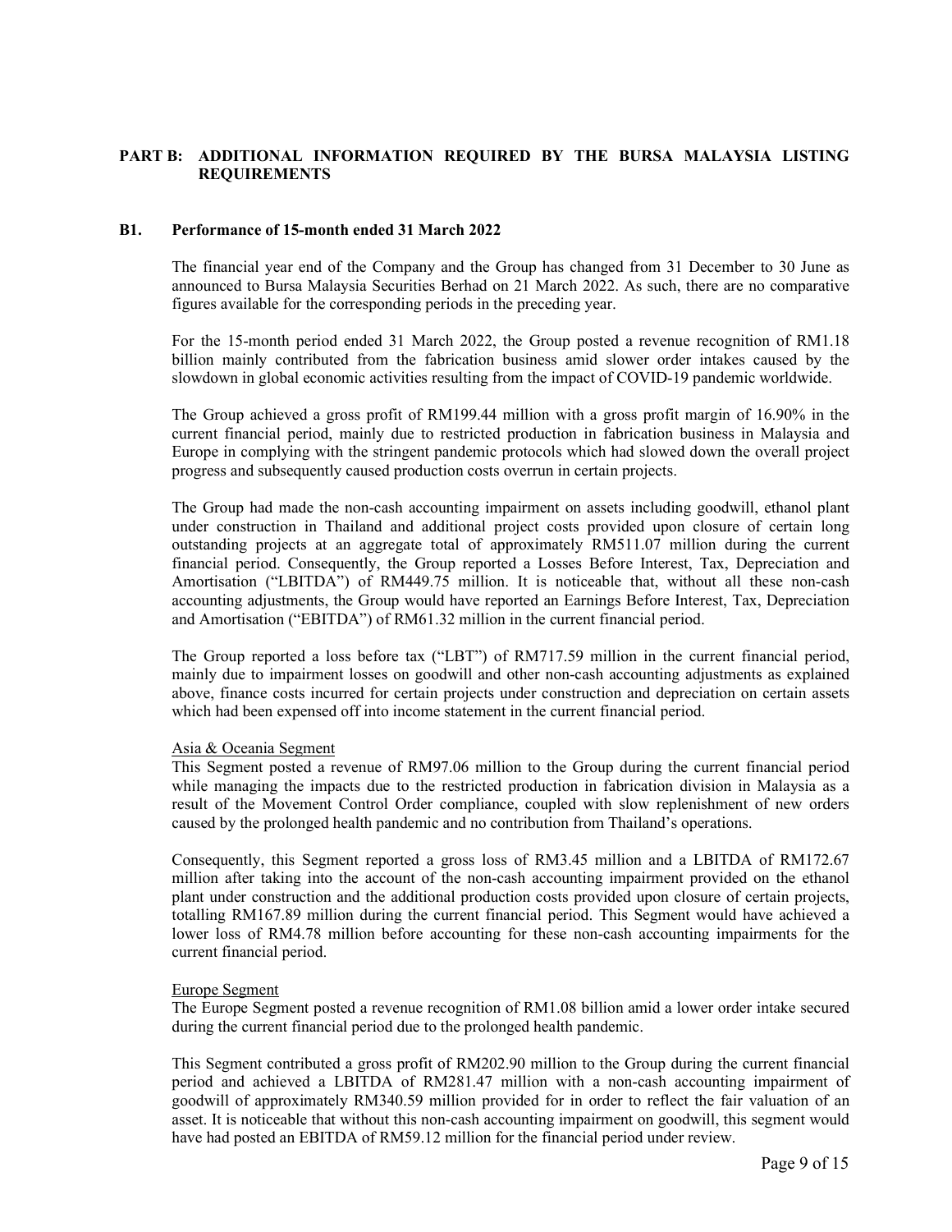## PART B: ADDITIONAL INFORMATION REQUIRED BY THE BURSA MALAYSIA LISTING REQUIREMENTS

### B1. Performance of 15-month ended 31 March 2022

The financial year end of the Company and the Group has changed from 31 December to 30 June as announced to Bursa Malaysia Securities Berhad on 21 March 2022. As such, there are no comparative figures available for the corresponding periods in the preceding year.

For the 15-month period ended 31 March 2022, the Group posted a revenue recognition of RM1.18 billion mainly contributed from the fabrication business amid slower order intakes caused by the slowdown in global economic activities resulting from the impact of COVID-19 pandemic worldwide.

The Group achieved a gross profit of RM199.44 million with a gross profit margin of 16.90% in the current financial period, mainly due to restricted production in fabrication business in Malaysia and Europe in complying with the stringent pandemic protocols which had slowed down the overall project progress and subsequently caused production costs overrun in certain projects.

The Group had made the non-cash accounting impairment on assets including goodwill, ethanol plant under construction in Thailand and additional project costs provided upon closure of certain long outstanding projects at an aggregate total of approximately RM511.07 million during the current financial period. Consequently, the Group reported a Losses Before Interest, Tax, Depreciation and Amortisation ("LBITDA") of RM449.75 million. It is noticeable that, without all these non-cash accounting adjustments, the Group would have reported an Earnings Before Interest, Tax, Depreciation and Amortisation ("EBITDA") of RM61.32 million in the current financial period.

The Group reported a loss before tax ("LBT") of RM717.59 million in the current financial period, mainly due to impairment losses on goodwill and other non-cash accounting adjustments as explained above, finance costs incurred for certain projects under construction and depreciation on certain assets which had been expensed off into income statement in the current financial period.

Asia & Oceania Segment

This Segment posted a revenue of RM97.06 million to the Group during the current financial period while managing the impacts due to the restricted production in fabrication division in Malaysia as a result of the Movement Control Order compliance, coupled with slow replenishment of new orders caused by the prolonged health pandemic and no contribution from Thailand's operations.

Consequently, this Segment reported a gross loss of RM3.45 million and a LBITDA of RM172.67 million after taking into the account of the non-cash accounting impairment provided on the ethanol plant under construction and the additional production costs provided upon closure of certain projects, totalling RM167.89 million during the current financial period. This Segment would have achieved a lower loss of RM4.78 million before accounting for these non-cash accounting impairments for the current financial period.

Europe Segment

The Europe Segment posted a revenue recognition of RM1.08 billion amid a lower order intake secured during the current financial period due to the prolonged health pandemic.

This Segment contributed a gross profit of RM202.90 million to the Group during the current financial period and achieved a LBITDA of RM281.47 million with a non-cash accounting impairment of goodwill of approximately RM340.59 million provided for in order to reflect the fair valuation of an asset. It is noticeable that without this non-cash accounting impairment on goodwill, this segment would have had posted an EBITDA of RM59.12 million for the financial period under review.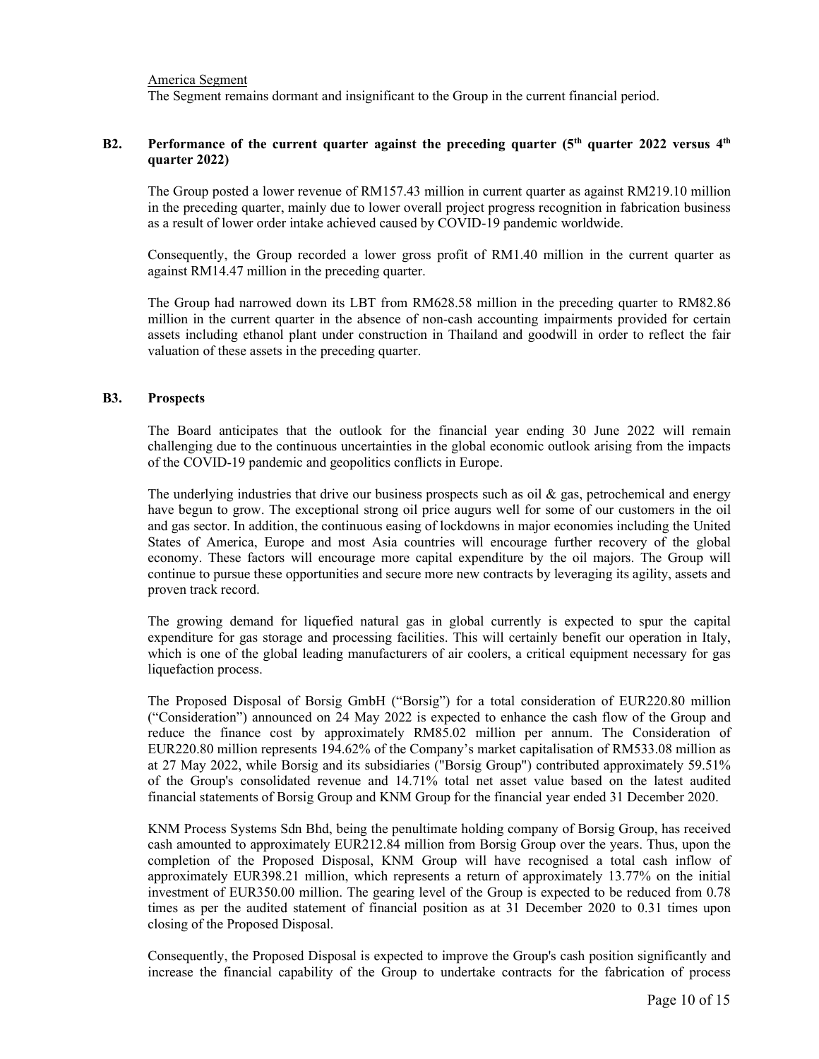America Segment

The Segment remains dormant and insignificant to the Group in the current financial period.

## B2. Performance of the current quarter against the preceding quarter (5th quarter 2022 versus 4th quarter 2022)

The Group posted a lower revenue of RM157.43 million in current quarter as against RM219.10 million in the preceding quarter, mainly due to lower overall project progress recognition in fabrication business as a result of lower order intake achieved caused by COVID-19 pandemic worldwide.

Consequently, the Group recorded a lower gross profit of RM1.40 million in the current quarter as against RM14.47 million in the preceding quarter.

The Group had narrowed down its LBT from RM628.58 million in the preceding quarter to RM82.86 million in the current quarter in the absence of non-cash accounting impairments provided for certain assets including ethanol plant under construction in Thailand and goodwill in order to reflect the fair valuation of these assets in the preceding quarter.

## B3. Prospects

The Board anticipates that the outlook for the financial year ending 30 June 2022 will remain challenging due to the continuous uncertainties in the global economic outlook arising from the impacts of the COVID-19 pandemic and geopolitics conflicts in Europe.

The underlying industries that drive our business prospects such as oil & gas, petrochemical and energy have begun to grow. The exceptional strong oil price augurs well for some of our customers in the oil and gas sector. In addition, the continuous easing of lockdowns in major economies including the United States of America, Europe and most Asia countries will encourage further recovery of the global economy. These factors will encourage more capital expenditure by the oil majors. The Group will continue to pursue these opportunities and secure more new contracts by leveraging its agility, assets and proven track record.

The growing demand for liquefied natural gas in global currently is expected to spur the capital expenditure for gas storage and processing facilities. This will certainly benefit our operation in Italy, which is one of the global leading manufacturers of air coolers, a critical equipment necessary for gas liquefaction process.

The Proposed Disposal of Borsig GmbH ("Borsig") for a total consideration of EUR220.80 million ("Consideration") announced on 24 May 2022 is expected to enhance the cash flow of the Group and reduce the finance cost by approximately RM85.02 million per annum. The Consideration of EUR220.80 million represents 194.62% of the Company's market capitalisation of RM533.08 million as at 27 May 2022, while Borsig and its subsidiaries ("Borsig Group") contributed approximately 59.51% of the Group's consolidated revenue and 14.71% total net asset value based on the latest audited financial statements of Borsig Group and KNM Group for the financial year ended 31 December 2020.

KNM Process Systems Sdn Bhd, being the penultimate holding company of Borsig Group, has received cash amounted to approximately EUR212.84 million from Borsig Group over the years. Thus, upon the completion of the Proposed Disposal, KNM Group will have recognised a total cash inflow of approximately EUR398.21 million, which represents a return of approximately 13.77% on the initial investment of EUR350.00 million. The gearing level of the Group is expected to be reduced from 0.78 times as per the audited statement of financial position as at 31 December 2020 to 0.31 times upon closing of the Proposed Disposal.

Consequently, the Proposed Disposal is expected to improve the Group's cash position significantly and increase the financial capability of the Group to undertake contracts for the fabrication of process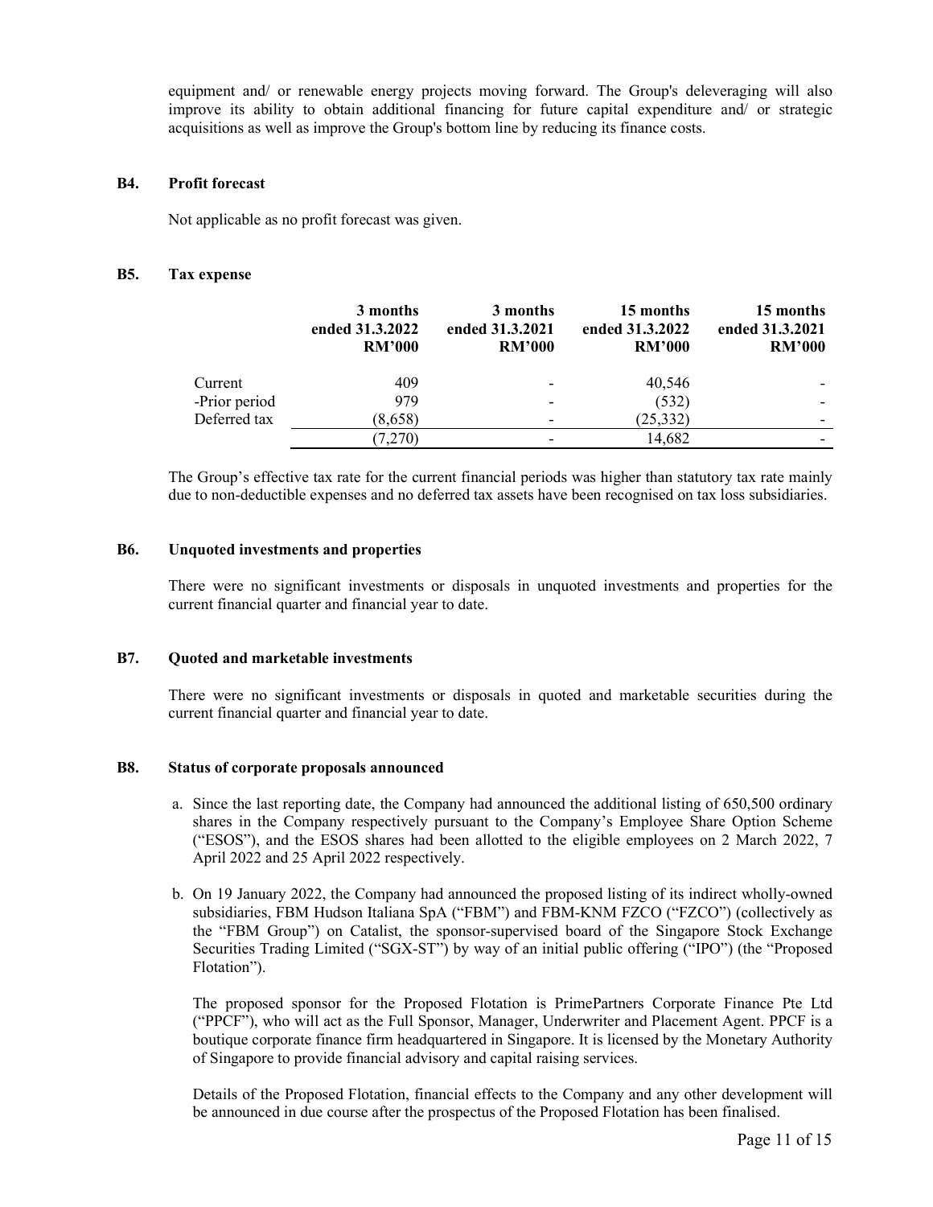equipment and/ or renewable energy projects moving forward. The Group's deleveraging will also improve its ability to obtain additional financing for future capital expenditure and/ or strategic acquisitions as well as improve the Group's bottom line by reducing its finance costs.

## B4. Profit forecast

Not applicable as no profit forecast was given.

## B5. Tax expense

| | 3 months ended 31.3.2022 RM'000 | 3 months ended 31.3.2021 RM'000 | 15 months ended 31.3.2022 RM'000 | 15 months ended 31.3.2021 RM'000 |
|---|---|---|---|---|
| Current | 409 | - | 40,546 | - |
| -Prior period | 979 | - | (532) | - |
| Deferred tax | (8,658) | - | (25,332) | - |
| | (7,270) | - | 14,682 | - |

The Group's effective tax rate for the current financial periods was higher than statutory tax rate mainly due to non-deductible expenses and no deferred tax assets have been recognised on tax loss subsidiaries.

## B6. Unquoted investments and properties

There were no significant investments or disposals in unquoted investments and properties for the current financial quarter and financial year to date.

## B7. Quoted and marketable investments

There were no significant investments or disposals in quoted and marketable securities during the current financial quarter and financial year to date.

## B8. Status of corporate proposals announced

a. Since the last reporting date, the Company had announced the additional listing of 650,500 ordinary shares in the Company respectively pursuant to the Company's Employee Share Option Scheme ("ESOS"), and the ESOS shares had been allotted to the eligible employees on 2 March 2022, 7 April 2022 and 25 April 2022 respectively.

b. On 19 January 2022, the Company had announced the proposed listing of its indirect wholly-owned subsidiaries, FBM Hudson Italiana SpA ("FBM") and FBM-KNM FZCO ("FZCO") (collectively as the "FBM Group") on Catalist, the sponsor-supervised board of the Singapore Stock Exchange Securities Trading Limited ("SGX-ST") by way of an initial public offering ("IPO") (the "Proposed Flotation").

   The proposed sponsor for the Proposed Flotation is PrimePartners Corporate Finance Pte Ltd ("PPCF"), who will act as the Full Sponsor, Manager, Underwriter and Placement Agent. PPCF is a boutique corporate finance firm headquartered in Singapore. It is licensed by the Monetary Authority of Singapore to provide financial advisory and capital raising services.

   Details of the Proposed Flotation, financial effects to the Company and any other development will be announced in due course after the prospectus of the Proposed Flotation has been finalised.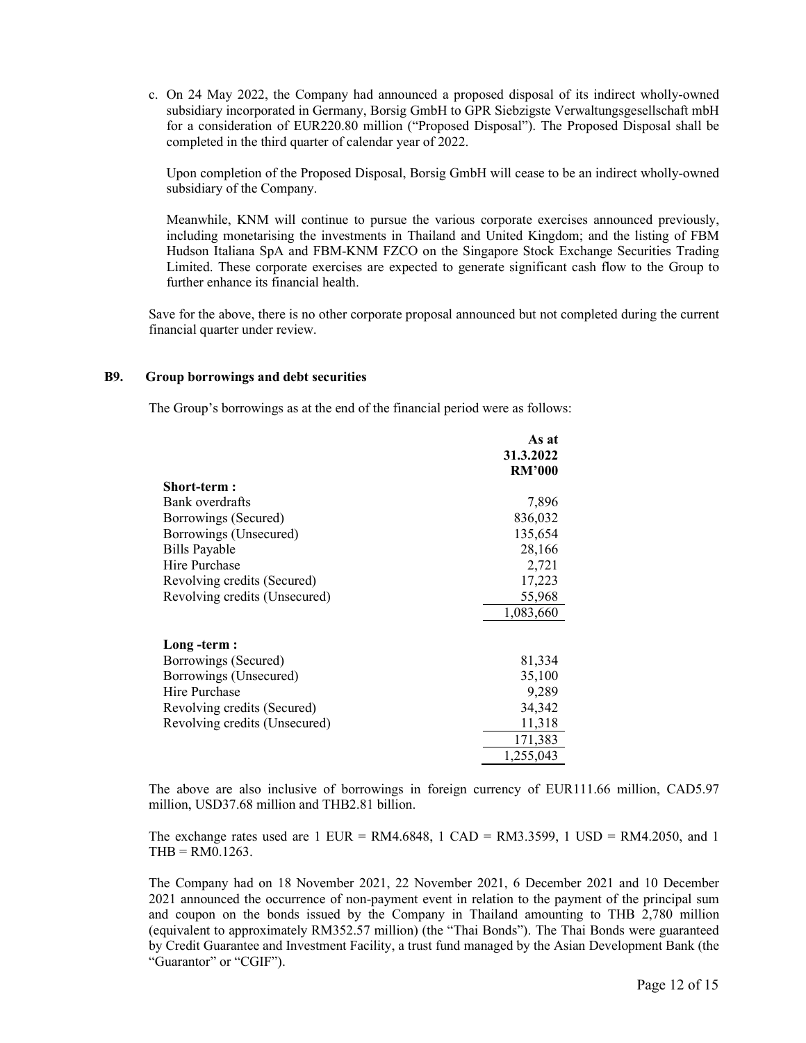c. On 24 May 2022, the Company had announced a proposed disposal of its indirect wholly-owned subsidiary incorporated in Germany, Borsig GmbH to GPR Siebzigste Verwaltungsgesellschaft mbH for a consideration of EUR220.80 million ("Proposed Disposal"). The Proposed Disposal shall be completed in the third quarter of calendar year of 2022.

   Upon completion of the Proposed Disposal, Borsig GmbH will cease to be an indirect wholly-owned subsidiary of the Company.

   Meanwhile, KNM will continue to pursue the various corporate exercises announced previously, including monetarising the investments in Thailand and United Kingdom; and the listing of FBM Hudson Italiana SpA and FBM-KNM FZCO on the Singapore Stock Exchange Securities Trading Limited. These corporate exercises are expected to generate significant cash flow to the Group to further enhance its financial health.

Save for the above, there is no other corporate proposal announced but not completed during the current financial quarter under review.

## B9. Group borrowings and debt securities

The Group's borrowings as at the end of the financial period were as follows:

| | As at 31.3.2022 RM'000 |
|---|---:|
| **Short-term :** | |
| Bank overdrafts | 7,896 |
| Borrowings (Secured) | 836,032 |
| Borrowings (Unsecured) | 135,654 |
| Bills Payable | 28,166 |
| Hire Purchase | 2,721 |
| Revolving credits (Secured) | 17,223 |
| Revolving credits (Unsecured) | 55,968 |
| | 1,083,660 |
| **Long -term :** | |
| Borrowings (Secured) | 81,334 |
| Borrowings (Unsecured) | 35,100 |
| Hire Purchase | 9,289 |
| Revolving credits (Secured) | 34,342 |
| Revolving credits (Unsecured) | 11,318 |
| | 171,383 |
| | 1,255,043 |

The above are also inclusive of borrowings in foreign currency of EUR111.66 million, CAD5.97 million, USD37.68 million and THB2.81 billion.

The exchange rates used are 1 EUR = RM4.6848, 1 CAD = RM3.3599, 1 USD = RM4.2050, and 1 THB = RM0.1263.

The Company had on 18 November 2021, 22 November 2021, 6 December 2021 and 10 December 2021 announced the occurrence of non-payment event in relation to the payment of the principal sum and coupon on the bonds issued by the Company in Thailand amounting to THB 2,780 million (equivalent to approximately RM352.57 million) (the "Thai Bonds"). The Thai Bonds were guaranteed by Credit Guarantee and Investment Facility, a trust fund managed by the Asian Development Bank (the "Guarantor" or "CGIF").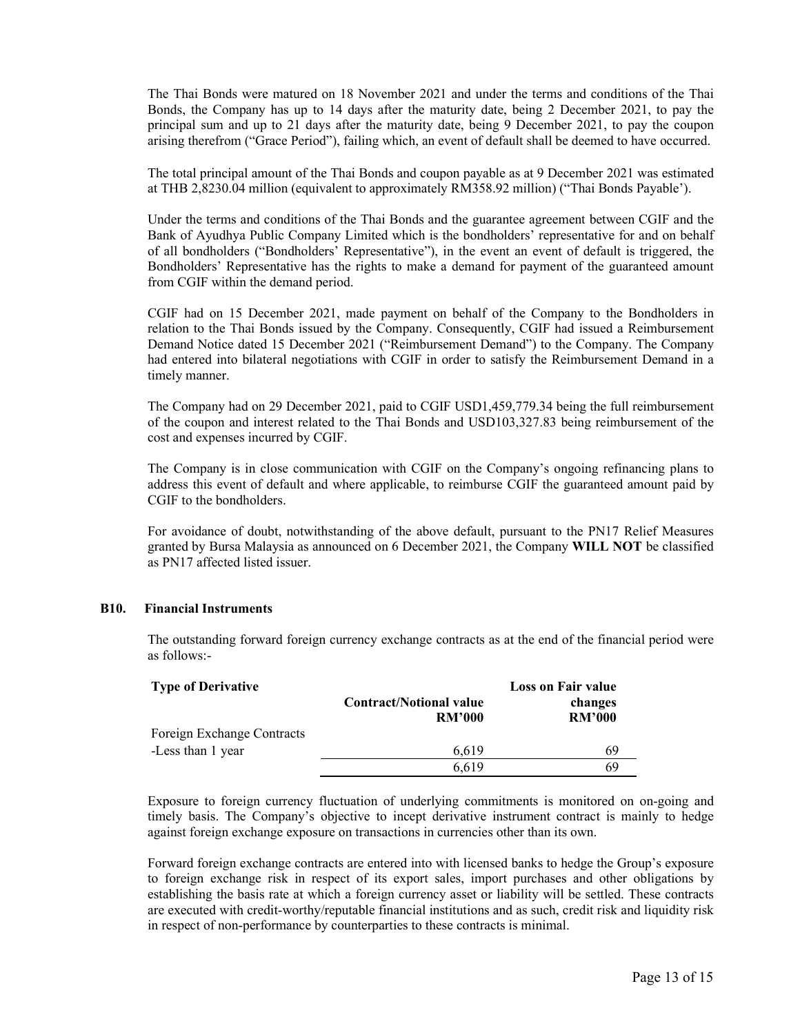The Thai Bonds were matured on 18 November 2021 and under the terms and conditions of the Thai Bonds, the Company has up to 14 days after the maturity date, being 2 December 2021, to pay the principal sum and up to 21 days after the maturity date, being 9 December 2021, to pay the coupon arising therefrom ("Grace Period"), failing which, an event of default shall be deemed to have occurred.

The total principal amount of the Thai Bonds and coupon payable as at 9 December 2021 was estimated at THB 2,8230.04 million (equivalent to approximately RM358.92 million) ("Thai Bonds Payable').

Under the terms and conditions of the Thai Bonds and the guarantee agreement between CGIF and the Bank of Ayudhya Public Company Limited which is the bondholders' representative for and on behalf of all bondholders ("Bondholders' Representative"), in the event an event of default is triggered, the Bondholders' Representative has the rights to make a demand for payment of the guaranteed amount from CGIF within the demand period.

CGIF had on 15 December 2021, made payment on behalf of the Company to the Bondholders in relation to the Thai Bonds issued by the Company. Consequently, CGIF had issued a Reimbursement Demand Notice dated 15 December 2021 ("Reimbursement Demand") to the Company. The Company had entered into bilateral negotiations with CGIF in order to satisfy the Reimbursement Demand in a timely manner.

The Company had on 29 December 2021, paid to CGIF USD1,459,779.34 being the full reimbursement of the coupon and interest related to the Thai Bonds and USD103,327.83 being reimbursement of the cost and expenses incurred by CGIF.

The Company is in close communication with CGIF on the Company's ongoing refinancing plans to address this event of default and where applicable, to reimburse CGIF the guaranteed amount paid by CGIF to the bondholders.

For avoidance of doubt, notwithstanding of the above default, pursuant to the PN17 Relief Measures granted by Bursa Malaysia as announced on 6 December 2021, the Company **WILL NOT** be classified as PN17 affected listed issuer.

## B10. Financial Instruments

The outstanding forward foreign currency exchange contracts as at the end of the financial period were as follows:-

| Type of Derivative | Contract/Notional value RM'000 | Loss on Fair value changes RM'000 |
|---|---|---|
| Foreign Exchange Contracts | | |
| -Less than 1 year | 6,619 | 69 |
| | 6,619 | 69 |

Exposure to foreign currency fluctuation of underlying commitments is monitored on on-going and timely basis. The Company's objective to incept derivative instrument contract is mainly to hedge against foreign exchange exposure on transactions in currencies other than its own.

Forward foreign exchange contracts are entered into with licensed banks to hedge the Group's exposure to foreign exchange risk in respect of its export sales, import purchases and other obligations by establishing the basis rate at which a foreign currency asset or liability will be settled. These contracts are executed with credit-worthy/reputable financial institutions and as such, credit risk and liquidity risk in respect of non-performance by counterparties to these contracts is minimal.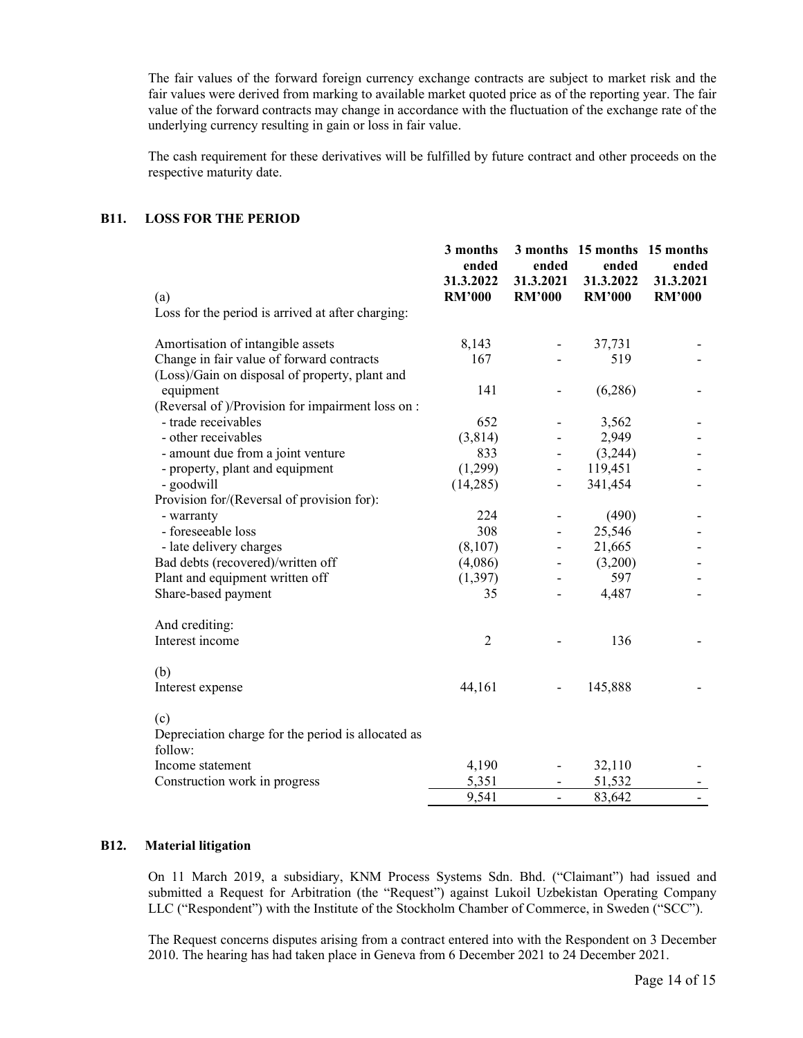The fair values of the forward foreign currency exchange contracts are subject to market risk and the fair values were derived from marking to available market quoted price as of the reporting year. The fair value of the forward contracts may change in accordance with the fluctuation of the exchange rate of the underlying currency resulting in gain or loss in fair value.

The cash requirement for these derivatives will be fulfilled by future contract and other proceeds on the respective maturity date.

## B11. LOSS FOR THE PERIOD

| (a) | 3 months ended 31.3.2022 RM'000 | 3 months ended 31.3.2021 RM'000 | 15 months ended 31.3.2022 RM'000 | 15 months ended 31.3.2021 RM'000 |
|---|---|---|---|---|
| Loss for the period is arrived at after charging: | | | | |
| Amortisation of intangible assets | 8,143 | - | 37,731 | - |
| Change in fair value of forward contracts | 167 | - | 519 | - |
| (Loss)/Gain on disposal of property, plant and equipment | 141 | - | (6,286) | - |
| (Reversal of )/Provision for impairment loss on : | | | | |
| - trade receivables | 652 | - | 3,562 | - |
| - other receivables | (3,814) | - | 2,949 | - |
| - amount due from a joint venture | 833 | - | (3,244) | - |
| - property, plant and equipment | (1,299) | - | 119,451 | - |
| - goodwill | (14,285) | - | 341,454 | - |
| Provision for/(Reversal of provision for): | | | | |
| - warranty | 224 | - | (490) | - |
| - foreseeable loss | 308 | - | 25,546 | - |
| - late delivery charges | (8,107) | - | 21,665 | - |
| Bad debts (recovered)/written off | (4,086) | - | (3,200) | - |
| Plant and equipment written off | (1,397) | - | 597 | - |
| Share-based payment | 35 | - | 4,487 | - |
| And crediting: | | | | |
| Interest income | 2 | - | 136 | - |
| (b) | | | | |
| Interest expense | 44,161 | - | 145,888 | - |
| (c) | | | | |
| Depreciation charge for the period is allocated as follow: | | | | |
| Income statement | 4,190 | - | 32,110 | - |
| Construction work in progress | 5,351 | - | 51,532 | - |
| | 9,541 | - | 83,642 | - |

## B12. Material litigation

On 11 March 2019, a subsidiary, KNM Process Systems Sdn. Bhd. ("Claimant") had issued and submitted a Request for Arbitration (the "Request") against Lukoil Uzbekistan Operating Company LLC ("Respondent") with the Institute of the Stockholm Chamber of Commerce, in Sweden ("SCC").

The Request concerns disputes arising from a contract entered into with the Respondent on 3 December 2010. The hearing has had taken place in Geneva from 6 December 2021 to 24 December 2021.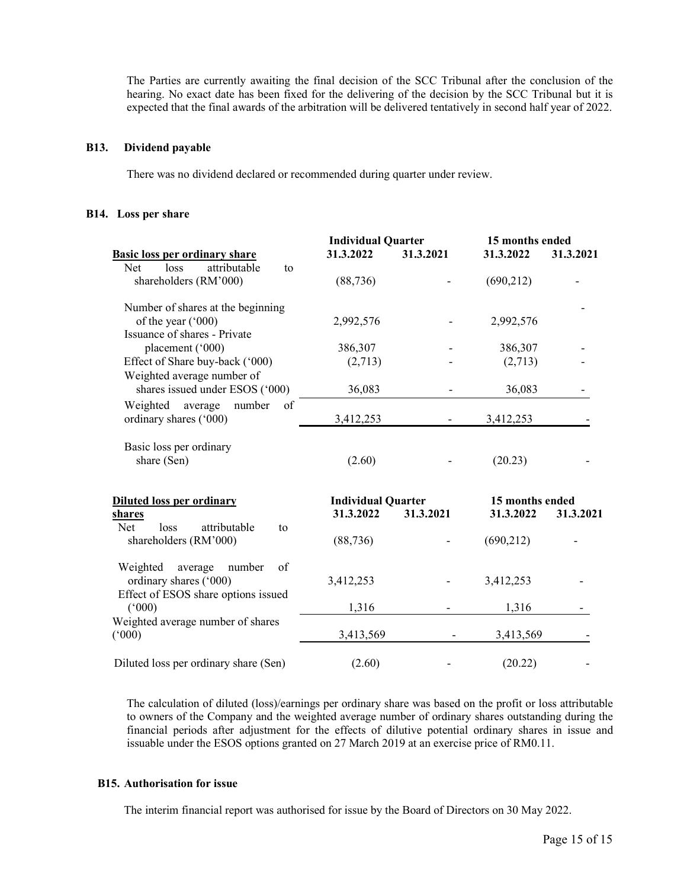The Parties are currently awaiting the final decision of the SCC Tribunal after the conclusion of the hearing. No exact date has been fixed for the delivering of the decision by the SCC Tribunal but it is expected that the final awards of the arbitration will be delivered tentatively in second half year of 2022.

## B13. Dividend payable

There was no dividend declared or recommended during quarter under review.

## B14. Loss per share

| | Individual Quarter | | 15 months ended | |
|---|---|---|---|---|
| **Basic loss per ordinary share** | **31.3.2022** | **31.3.2021** | **31.3.2022** | **31.3.2021** |
| Net loss attributable to shareholders (RM'000) | (88,736) | - | (690,212) | - |
| Number of shares at the beginning of the year ('000) | 2,992,576 | - | 2,992,576 | - |
| Issuance of shares - Private placement ('000) | 386,307 | - | 386,307 | - |
| Effect of Share buy-back ('000) | (2,713) | - | (2,713) | - |
| Weighted average number of shares issued under ESOS ('000) | 36,083 | - | 36,083 | - |
| Weighted average number of ordinary shares ('000) | 3,412,253 | - | 3,412,253 | - |
| Basic loss per ordinary share (Sen) | (2.60) | - | (20.23) | - |

| | Individual Quarter | | 15 months ended | |
|---|---|---|---|---|
| **Diluted loss per ordinary shares** | **31.3.2022** | **31.3.2021** | **31.3.2022** | **31.3.2021** |
| Net loss attributable to shareholders (RM'000) | (88,736) | - | (690,212) | - |
| Weighted average number of ordinary shares ('000) | 3,412,253 | - | 3,412,253 | - |
| Effect of ESOS share options issued ('000) | 1,316 | - | 1,316 | - |
| Weighted average number of shares ('000) | 3,413,569 | - | 3,413,569 | - |
| Diluted loss per ordinary share (Sen) | (2.60) | - | (20.22) | - |

The calculation of diluted (loss)/earnings per ordinary share was based on the profit or loss attributable to owners of the Company and the weighted average number of ordinary shares outstanding during the financial periods after adjustment for the effects of dilutive potential ordinary shares in issue and issuable under the ESOS options granted on 27 March 2019 at an exercise price of RM0.11.

## B15. Authorisation for issue

The interim financial report was authorised for issue by the Board of Directors on 30 May 2022.